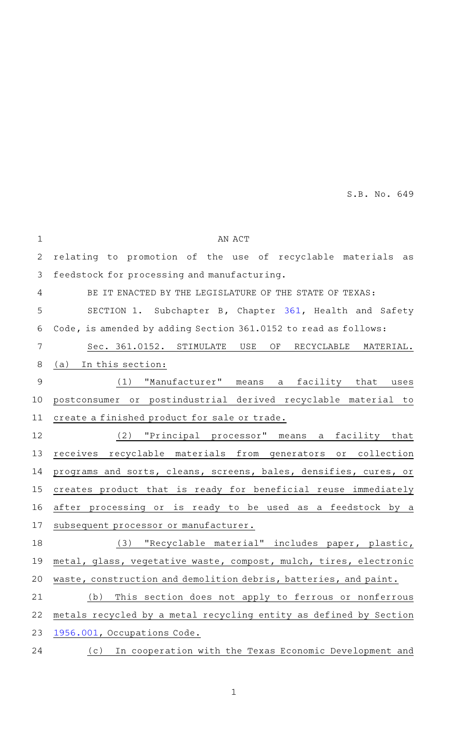S.B. No. 649

AN ACT

relating to promotion of the use of recyclable materials as feedstock for processing and manufacturing.

BE IT ENACTED BY THE LEGISLATURE OF THE STATE OF TEXAS:

SECTION 1. Subchapter B, Chapter 361, Health and Safety Code, is amended by adding Section 361.0152 to read as follows:

Sec. 361.0152. STIMULATE USE OF RECYCLABLE MATERIAL. (a) In this section:

(1) "Manufacturer" means a facility that uses postconsumer or postindustrial derived recyclable material to create a finished product for sale or trade.

(2) "Principal processor" means a facility that receives recyclable materials from generators or collection programs and sorts, cleans, screens, bales, densifies, cures, or creates product that is ready for beneficial reuse immediately after processing or is ready to be used as a feedstock by a subsequent processor or manufacturer.

(3) "Recyclable material" includes paper, plastic, metal, glass, vegetative waste, compost, mulch, tires, electronic waste, construction and demolition debris, batteries, and paint.

(b) This section does not apply to ferrous or nonferrous metals recycled by a metal recycling entity as defined by Section 1956.001, Occupations Code.

(c) In cooperation with the Texas Economic Development and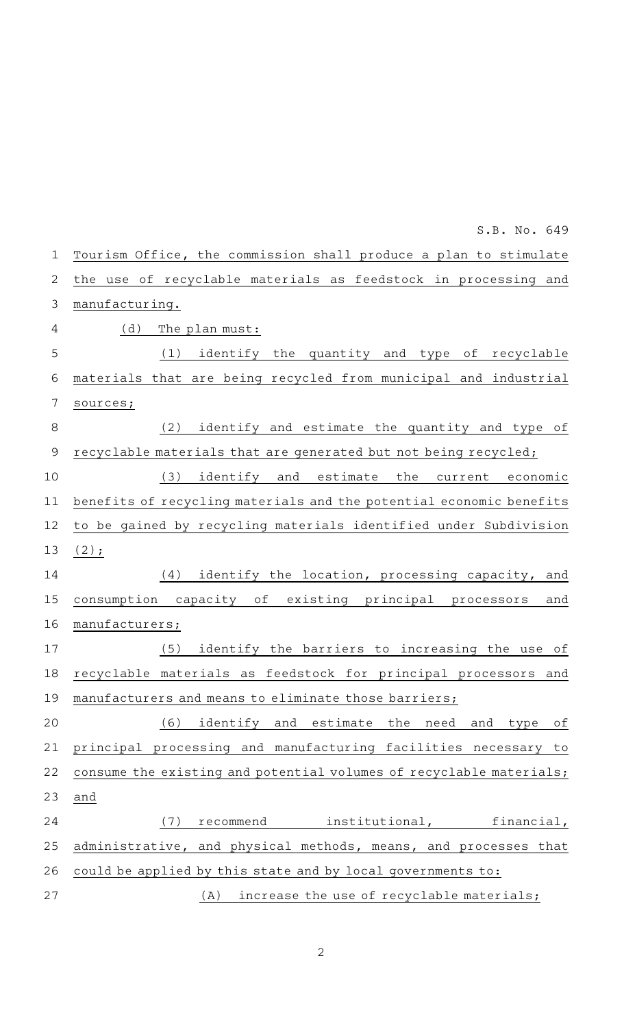Tourism Office, the commission shall produce a plan to stimulate the use of recyclable materials as feedstock in processing and manufacturing.

(d) The plan must:

(1) identify the quantity and type of recyclable materials that are being recycled from municipal and industrial sources;

(2) identify and estimate the quantity and type of recyclable materials that are generated but not being recycled;

(3) identify and estimate the current economic benefits of recycling materials and the potential economic benefits to be gained by recycling materials identified under Subdivision (2);

(4) identify the location, processing capacity, and consumption capacity of existing principal processors and manufacturers;

(5) identify the barriers to increasing the use of recyclable materials as feedstock for principal processors and manufacturers and means to eliminate those barriers;

(6) identify and estimate the need and type of principal processing and manufacturing facilities necessary to consume the existing and potential volumes of recyclable materials; and

(7) recommend institutional, financial, administrative, and physical methods, means, and processes that could be applied by this state and by local governments to:

(A) increase the use of recyclable materials;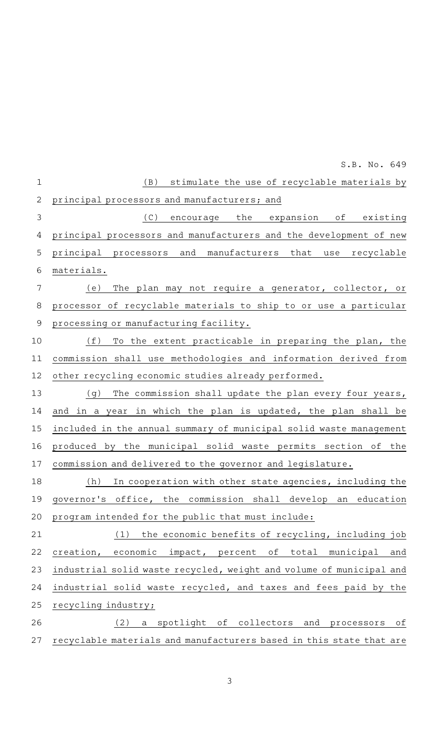(B) stimulate the use of recyclable materials by principal processors and manufacturers; and

(C) encourage the expansion of existing principal processors and manufacturers and the development of new principal processors and manufacturers that use recyclable materials.

(e) The plan may not require a generator, collector, or processor of recyclable materials to ship to or use a particular processing or manufacturing facility.

(f) To the extent practicable in preparing the plan, the commission shall use methodologies and information derived from other recycling economic studies already performed.

(g) The commission shall update the plan every four years, and in a year in which the plan is updated, the plan shall be included in the annual summary of municipal solid waste management produced by the municipal solid waste permits section of the commission and delivered to the governor and legislature.

(h) In cooperation with other state agencies, including the governor's office, the commission shall develop an education program intended for the public that must include:

(1) the economic benefits of recycling, including job creation, economic impact, percent of total municipal and industrial solid waste recycled, weight and volume of municipal and industrial solid waste recycled, and taxes and fees paid by the recycling industry;

(2) a spotlight of collectors and processors of recyclable materials and manufacturers based in this state that are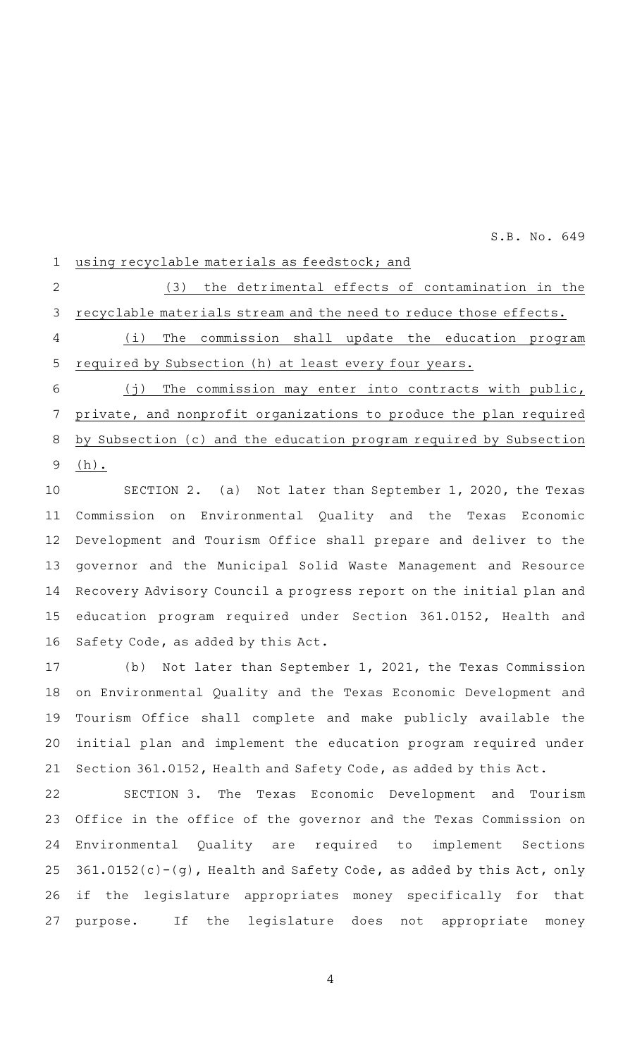using recyclable materials as feedstock; and

(3) the detrimental effects of contamination in the recyclable materials stream and the need to reduce those effects.

(i) The commission shall update the education program required by Subsection (h) at least every four years.

(j) The commission may enter into contracts with public, private, and nonprofit organizations to produce the plan required by Subsection (c) and the education program required by Subsection (h).

SECTION 2. (a) Not later than September 1, 2020, the Texas Commission on Environmental Quality and the Texas Economic Development and Tourism Office shall prepare and deliver to the governor and the Municipal Solid Waste Management and Resource Recovery Advisory Council a progress report on the initial plan and education program required under Section 361.0152, Health and Safety Code, as added by this Act.

(b) Not later than September 1, 2021, the Texas Commission on Environmental Quality and the Texas Economic Development and Tourism Office shall complete and make publicly available the initial plan and implement the education program required under Section 361.0152, Health and Safety Code, as added by this Act.

SECTION 3. The Texas Economic Development and Tourism Office in the office of the governor and the Texas Commission on Environmental Quality are required to implement Sections 361.0152(c)-(g), Health and Safety Code, as added by this Act, only if the legislature appropriates money specifically for that purpose. If the legislature does not appropriate money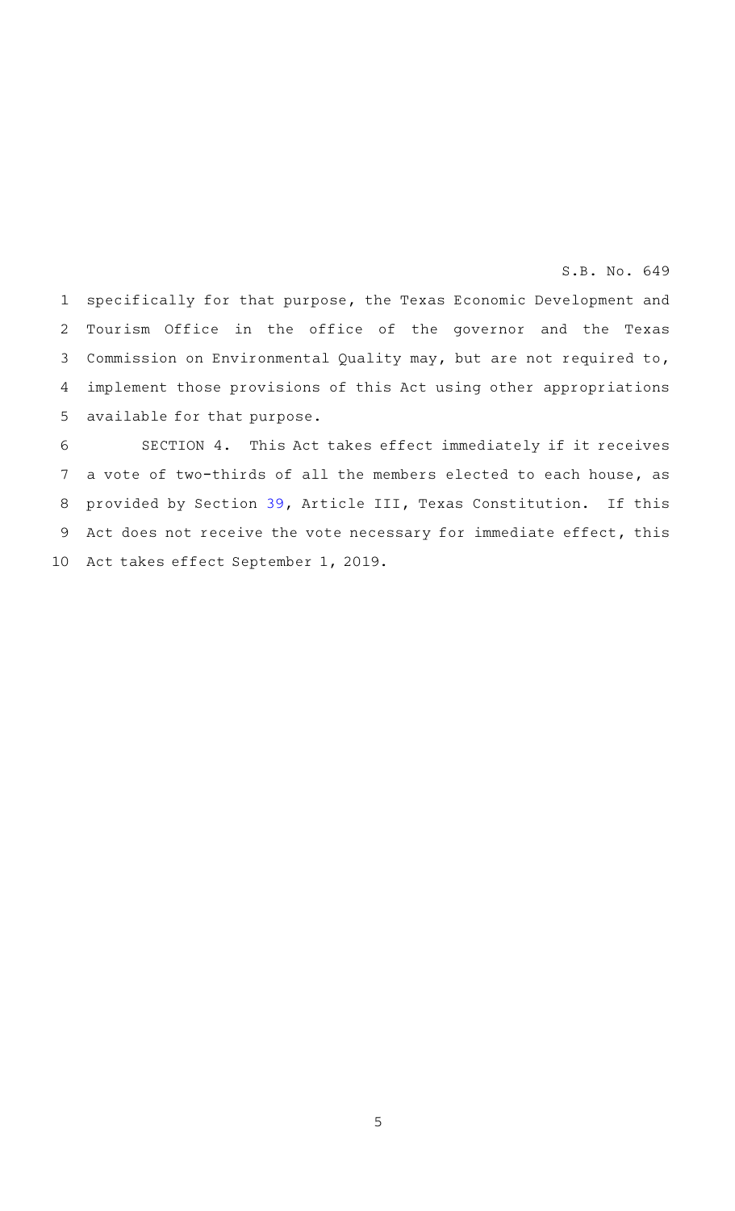specifically for that purpose, the Texas Economic Development and Tourism Office in the office of the governor and the Texas Commission on Environmental Quality may, but are not required to, implement those provisions of this Act using other appropriations available for that purpose.

SECTION 4. This Act takes effect immediately if it receives a vote of two-thirds of all the members elected to each house, as provided by Section 39, Article III, Texas Constitution. If this Act does not receive the vote necessary for immediate effect, this Act takes effect September 1, 2019.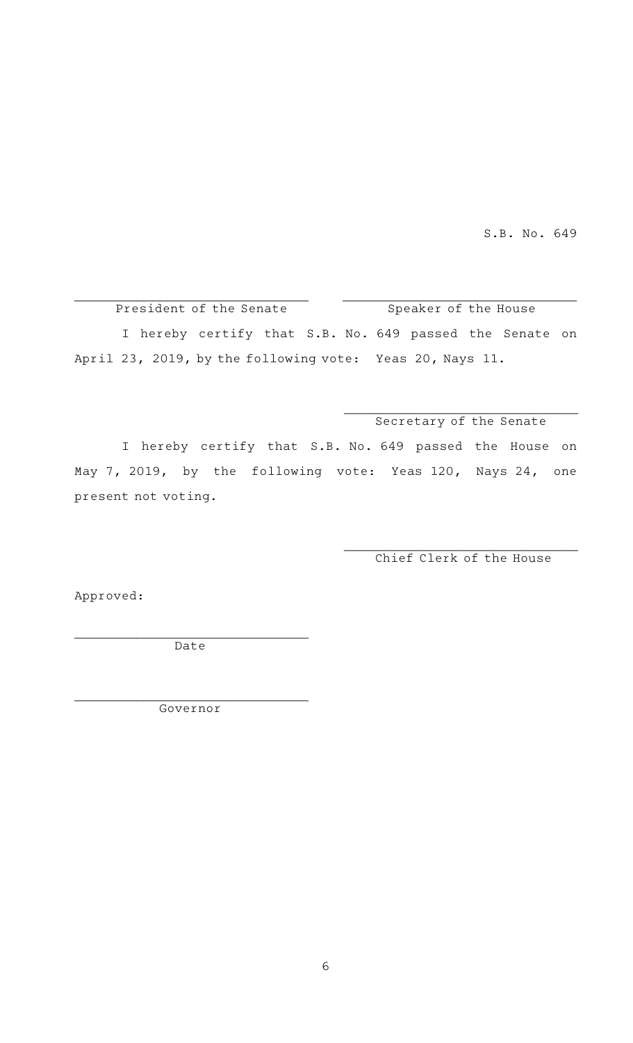S.B. No. 649

\_\_\_\_\_\_\_\_\_\_\_\_\_\_\_\_\_\_\_\_\_\_\_\_\_\_\_\_\_\_\_\_ \_\_\_\_\_\_\_\_\_\_\_\_\_\_\_\_\_\_\_\_\_\_\_\_\_\_\_\_\_\_\_\_

President of the Senate Speaker of the House

I hereby certify that S.B. No. 649 passed the Senate on April 23, 2019, by the following vote: Yeas 20, Nays 11.

\_\_\_\_\_\_\_\_\_\_\_\_\_\_\_\_\_\_\_\_\_\_\_\_\_\_\_\_\_\_\_\_

Secretary of the Senate

I hereby certify that S.B. No. 649 passed the House on May 7, 2019, by the following vote: Yeas 120, Nays 24, one present not voting.

\_\_\_\_\_\_\_\_\_\_\_\_\_\_\_\_\_\_\_\_\_\_\_\_\_\_\_\_\_\_\_\_

Chief Clerk of the House

Approved:

\_\_\_\_\_\_\_\_\_\_\_\_\_\_\_\_\_\_\_\_\_\_\_\_\_\_\_\_\_\_\_\_

Date

\_\_\_\_\_\_\_\_\_\_\_\_\_\_\_\_\_\_\_\_\_\_\_\_\_\_\_\_\_\_\_\_

Governor